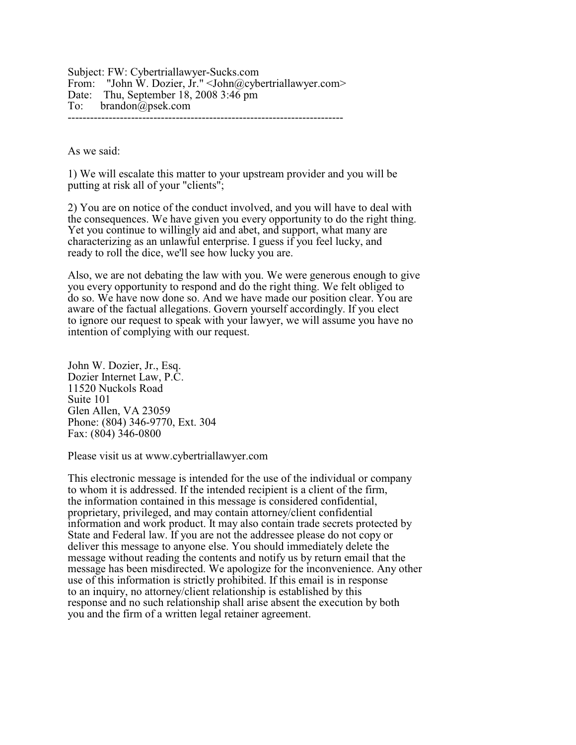Subject: FW: Cybertriallawyer-Sucks.com
From: "John W. Dozier, Jr." <John@cybertriallawyer.com>
Date: Thu, September 18, 2008 3:46 pm
To: brandon@psek.com

---

As we said:

1) We will escalate this matter to your upstream provider and you will be putting at risk all of your "clients";

2) You are on notice of the conduct involved, and you will have to deal with the consequences. We have given you every opportunity to do the right thing. Yet you continue to willingly aid and abet, and support, what many are characterizing as an unlawful enterprise. I guess if you feel lucky, and ready to roll the dice, we'll see how lucky you are.

Also, we are not debating the law with you. We were generous enough to give you every opportunity to respond and do the right thing. We felt obliged to do so. We have now done so. And we have made our position clear. You are aware of the factual allegations. Govern yourself accordingly. If you elect to ignore our request to speak with your lawyer, we will assume you have no intention of complying with our request.

John W. Dozier, Jr., Esq.
Dozier Internet Law, P.C.
11520 Nuckols Road
Suite 101
Glen Allen, VA 23059
Phone: (804) 346-9770, Ext. 304
Fax: (804) 346-0800

Please visit us at www.cybertriallawyer.com

This electronic message is intended for the use of the individual or company to whom it is addressed. If the intended recipient is a client of the firm, the information contained in this message is considered confidential, proprietary, privileged, and may contain attorney/client confidential information and work product. It may also contain trade secrets protected by State and Federal law. If you are not the addressee please do not copy or deliver this message to anyone else. You should immediately delete the message without reading the contents and notify us by return email that the message has been misdirected. We apologize for the inconvenience. Any other use of this information is strictly prohibited. If this email is in response to an inquiry, no attorney/client relationship is established by this response and no such relationship shall arise absent the execution by both you and the firm of a written legal retainer agreement.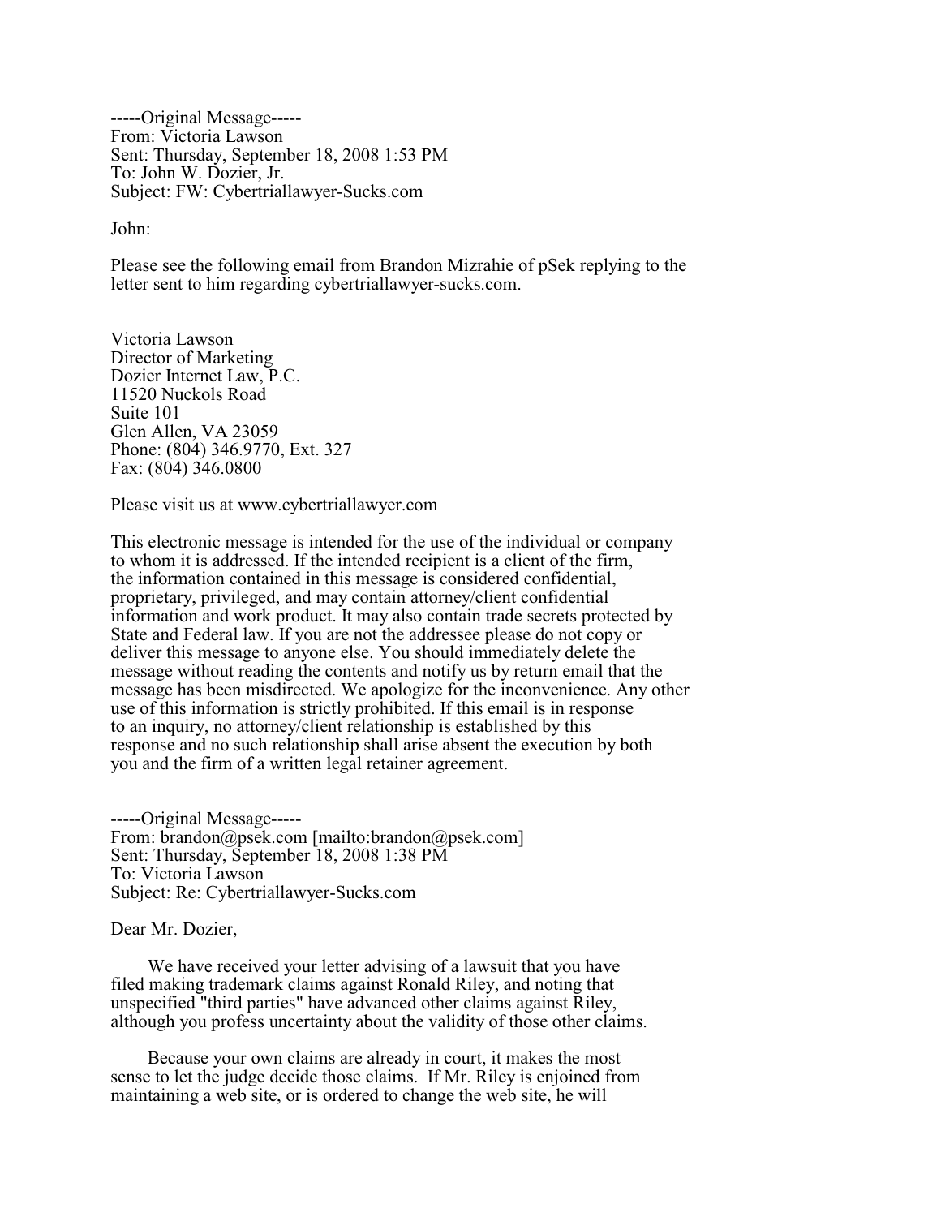-----Original Message-----
From: Victoria Lawson
Sent: Thursday, September 18, 2008 1:53 PM
To: John W. Dozier, Jr.
Subject: FW: Cybertriallawyer-Sucks.com

John:

Please see the following email from Brandon Mizrahie of pSek replying to the letter sent to him regarding cybertriallawyer-sucks.com.

Victoria Lawson
Director of Marketing
Dozier Internet Law, P.C.
11520 Nuckols Road
Suite 101
Glen Allen, VA 23059
Phone: (804) 346.9770, Ext. 327
Fax: (804) 346.0800

Please visit us at www.cybertriallawyer.com

This electronic message is intended for the use of the individual or company to whom it is addressed. If the intended recipient is a client of the firm, the information contained in this message is considered confidential, proprietary, privileged, and may contain attorney/client confidential information and work product. It may also contain trade secrets protected by State and Federal law. If you are not the addressee please do not copy or deliver this message to anyone else. You should immediately delete the message without reading the contents and notify us by return email that the message has been misdirected. We apologize for the inconvenience. Any other use of this information is strictly prohibited. If this email is in response to an inquiry, no attorney/client relationship is established by this response and no such relationship shall arise absent the execution by both you and the firm of a written legal retainer agreement.

-----Original Message-----
From: brandon@psek.com [mailto:brandon@psek.com]
Sent: Thursday, September 18, 2008 1:38 PM
To: Victoria Lawson
Subject: Re: Cybertriallawyer-Sucks.com

Dear Mr. Dozier,

We have received your letter advising of a lawsuit that you have filed making trademark claims against Ronald Riley, and noting that unspecified "third parties" have advanced other claims against Riley, although you profess uncertainty about the validity of those other claims.

Because your own claims are already in court, it makes the most sense to let the judge decide those claims. If Mr. Riley is enjoined from maintaining a web site, or is ordered to change the web site, he will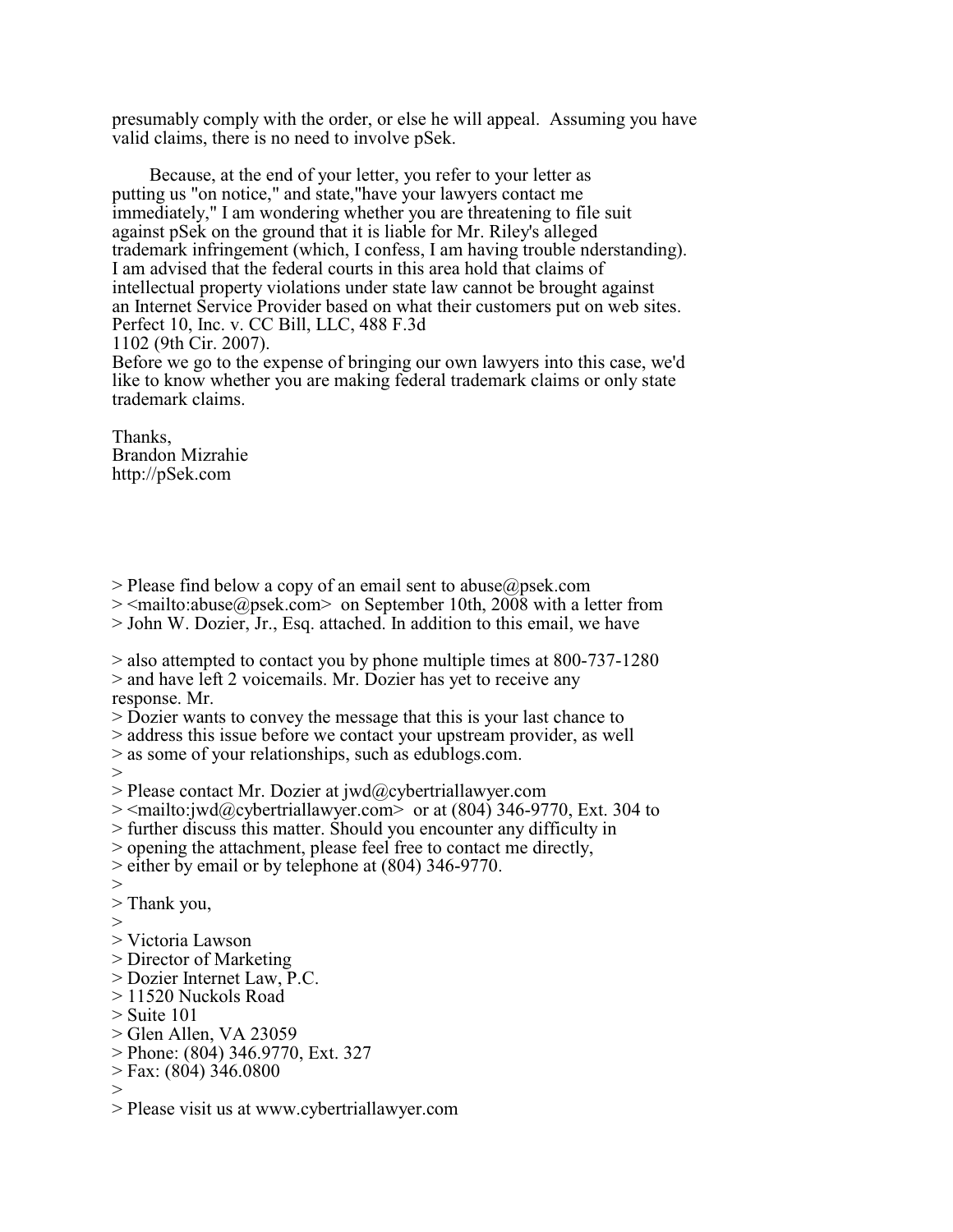presumably comply with the order, or else he will appeal. Assuming you have valid claims, there is no need to involve pSek.

Because, at the end of your letter, you refer to your letter as putting us "on notice," and state,"have your lawyers contact me immediately," I am wondering whether you are threatening to file suit against pSek on the ground that it is liable for Mr. Riley's alleged trademark infringement (which, I confess, I am having trouble nderstanding). I am advised that the federal courts in this area hold that claims of intellectual property violations under state law cannot be brought against an Internet Service Provider based on what their customers put on web sites. Perfect 10, Inc. v. CC Bill, LLC, 488 F.3d
1102 (9th Cir. 2007).
Before we go to the expense of bringing our own lawyers into this case, we'd like to know whether you are making federal trademark claims or only state trademark claims.

Thanks,
Brandon Mizrahie
http://pSek.com

> Please find below a copy of an email sent to abuse@psek.com
> <mailto:abuse@psek.com> on September 10th, 2008 with a letter from
> John W. Dozier, Jr., Esq. attached. In addition to this email, we have

> also attempted to contact you by phone multiple times at 800-737-1280
> and have left 2 voicemails. Mr. Dozier has yet to receive any
response. Mr.
> Dozier wants to convey the message that this is your last chance to
> address this issue before we contact your upstream provider, as well
> as some of your relationships, such as edublogs.com.
>
> Please contact Mr. Dozier at jwd@cybertriallawyer.com
> <mailto:jwd@cybertriallawyer.com> or at (804) 346-9770, Ext. 304 to
> further discuss this matter. Should you encounter any difficulty in
> opening the attachment, please feel free to contact me directly,
> either by email or by telephone at (804) 346-9770.
>
> Thank you,
>
> Victoria Lawson
> Director of Marketing
> Dozier Internet Law, P.C.
> 11520 Nuckols Road
> Suite 101
> Glen Allen, VA 23059
> Phone: (804) 346.9770, Ext. 327
> Fax: (804) 346.0800
>
> Please visit us at www.cybertriallawyer.com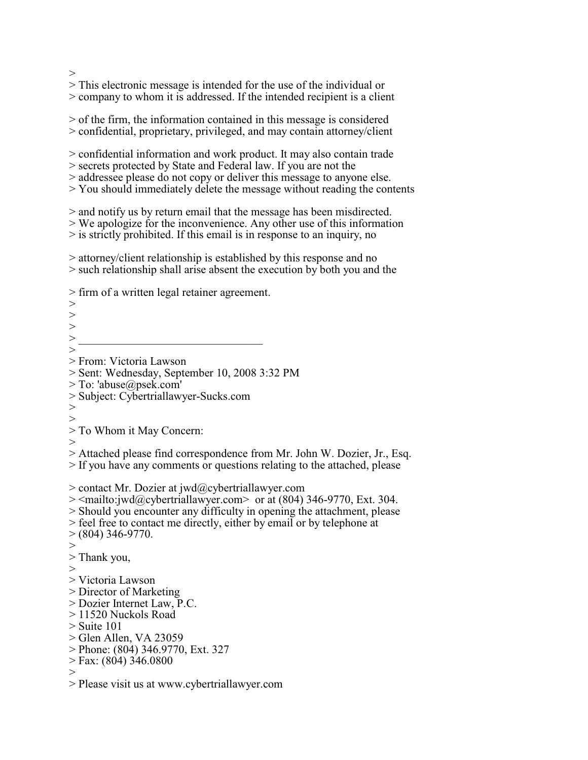>
> This electronic message is intended for the use of the individual or
> company to whom it is addressed. If the intended recipient is a client
> of the firm, the information contained in this message is considered
> confidential, proprietary, privileged, and may contain attorney/client
> confidential information and work product. It may also contain trade
> secrets protected by State and Federal law. If you are not the
> addressee please do not copy or deliver this message to anyone else.
> You should immediately delete the message without reading the contents
> and notify us by return email that the message has been misdirected.
> We apologize for the inconvenience. Any other use of this information
> is strictly prohibited. If this email is in response to an inquiry, no
> attorney/client relationship is established by this response and no
> such relationship shall arise absent the execution by both you and the
> firm of a written legal retainer agreement.
>
>
>
> ________________________________
>
> From: Victoria Lawson
> Sent: Wednesday, September 10, 2008 3:32 PM
> To: 'abuse@psek.com'
> Subject: Cybertriallawyer-Sucks.com
>
>
> To Whom it May Concern:
>
> Attached please find correspondence from Mr. John W. Dozier, Jr., Esq.
> If you have any comments or questions relating to the attached, please
> contact Mr. Dozier at jwd@cybertriallawyer.com
> <mailto:jwd@cybertriallawyer.com> or at (804) 346-9770, Ext. 304.
> Should you encounter any difficulty in opening the attachment, please
> feel free to contact me directly, either by email or by telephone at
> (804) 346-9770.
>
> Thank you,
>
> Victoria Lawson
> Director of Marketing
> Dozier Internet Law, P.C.
> 11520 Nuckols Road
> Suite 101
> Glen Allen, VA 23059
> Phone: (804) 346.9770, Ext. 327
> Fax: (804) 346.0800
>
> Please visit us at www.cybertriallawyer.com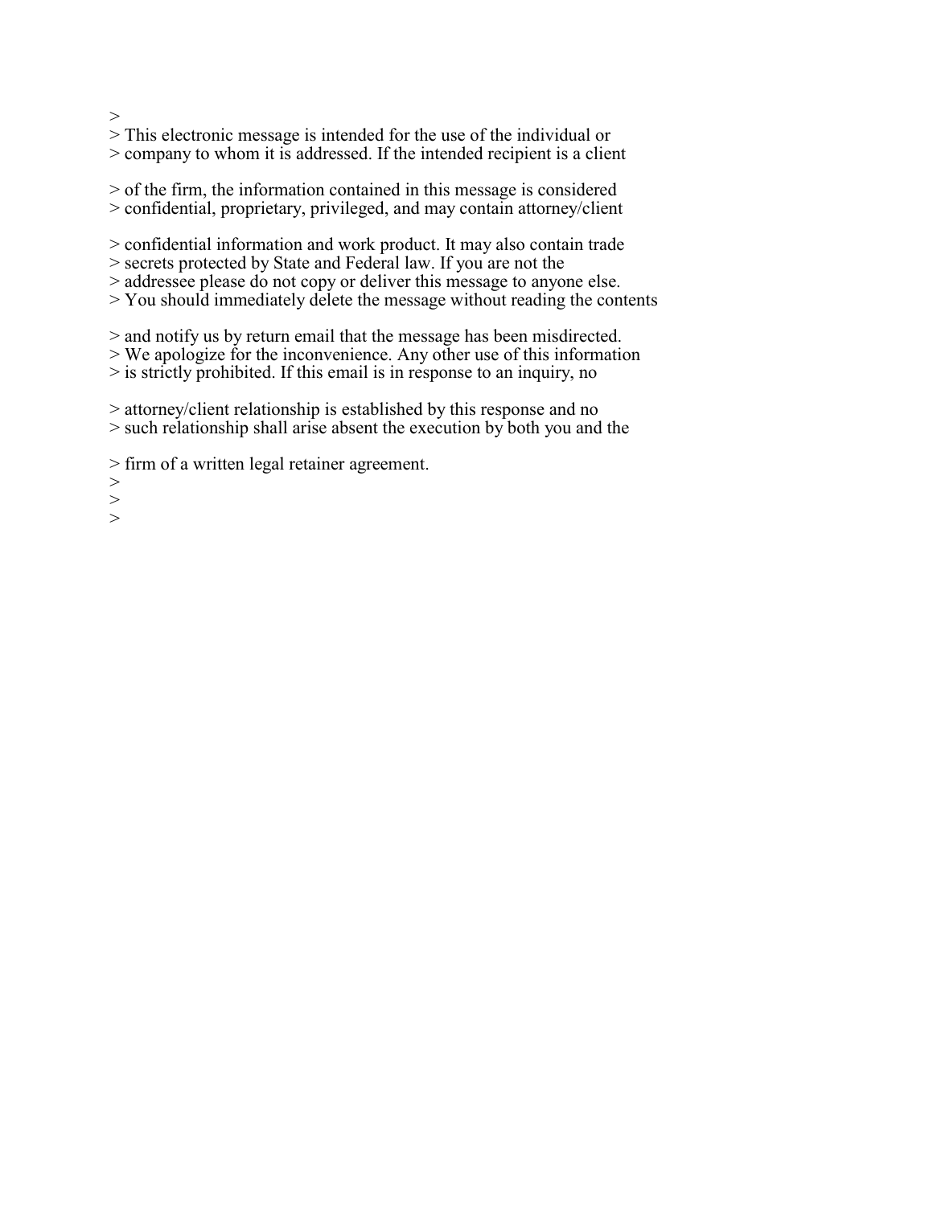>
> This electronic message is intended for the use of the individual or
> company to whom it is addressed. If the intended recipient is a client

> of the firm, the information contained in this message is considered
> confidential, proprietary, privileged, and may contain attorney/client

> confidential information and work product. It may also contain trade
> secrets protected by State and Federal law. If you are not the
> addressee please do not copy or deliver this message to anyone else.
> You should immediately delete the message without reading the contents

> and notify us by return email that the message has been misdirected.
> We apologize for the inconvenience. Any other use of this information
> is strictly prohibited. If this email is in response to an inquiry, no

> attorney/client relationship is established by this response and no
> such relationship shall arise absent the execution by both you and the

> firm of a written legal retainer agreement.
>
>
>